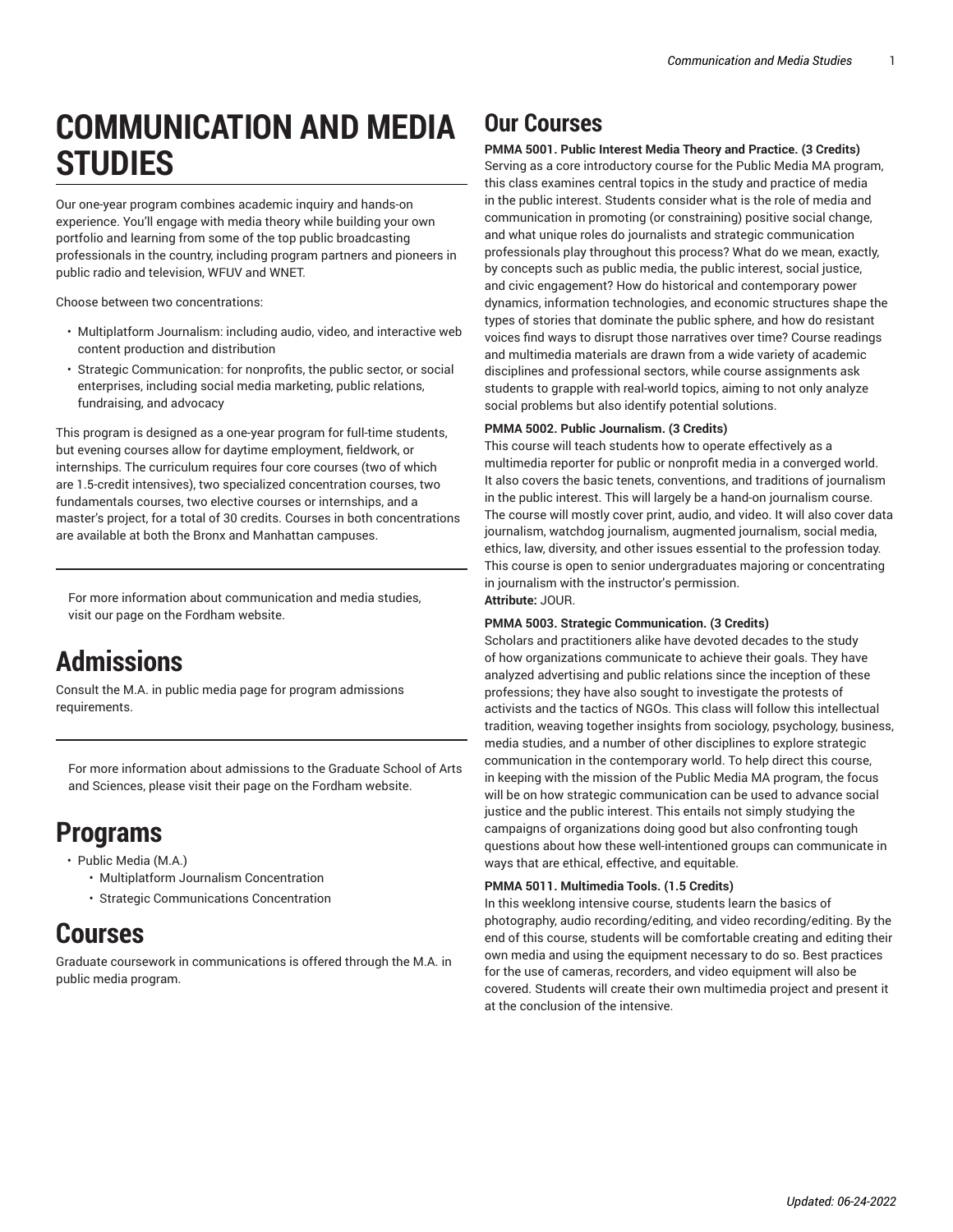# COMMUNICATION AND MEDIA STUDIES

Our one-year program combines academic inquiry and hands-on experience. You'll engage with media theory while building your own portfolio and learning from some of the top public broadcasting professionals in the country, including program partners and pioneers in public radio and television, WFUV and WNET.

Choose between two concentrations:

- Multiplatform Journalism: including audio, video, and interactive web content production and distribution
- Strategic Communication: for nonprofits, the public sector, or social enterprises, including social media marketing, public relations, fundraising, and advocacy

This program is designed as a one-year program for full-time students, but evening courses allow for daytime employment, fieldwork, or internships. The curriculum requires four core courses (two of which are 1.5-credit intensives), two specialized concentration courses, two fundamentals courses, two elective courses or internships, and a master's project, for a total of 30 credits. Courses in both concentrations are available at both the Bronx and Manhattan campuses.

For more information about communication and media studies, visit our page on the Fordham website.

# Admissions

Consult the M.A. in public media page for program admissions requirements.

For more information about admissions to the Graduate School of Arts and Sciences, please visit their page on the Fordham website.

# Programs

- Public Media (M.A.)
  - Multiplatform Journalism Concentration
  - Strategic Communications Concentration

# Courses

Graduate coursework in communications is offered through the M.A. in public media program.

## Our Courses

**PMMA 5001. Public Interest Media Theory and Practice. (3 Credits)**
Serving as a core introductory course for the Public Media MA program, this class examines central topics in the study and practice of media in the public interest. Students consider what is the role of media and communication in promoting (or constraining) positive social change, and what unique roles do journalists and strategic communication professionals play throughout this process? What do we mean, exactly, by concepts such as public media, the public interest, social justice, and civic engagement? How do historical and contemporary power dynamics, information technologies, and economic structures shape the types of stories that dominate the public sphere, and how do resistant voices find ways to disrupt those narratives over time? Course readings and multimedia materials are drawn from a wide variety of academic disciplines and professional sectors, while course assignments ask students to grapple with real-world topics, aiming to not only analyze social problems but also identify potential solutions.

**PMMA 5002. Public Journalism. (3 Credits)**
This course will teach students how to operate effectively as a multimedia reporter for public or nonprofit media in a converged world. It also covers the basic tenets, conventions, and traditions of journalism in the public interest. This will largely be a hand-on journalism course. The course will mostly cover print, audio, and video. It will also cover data journalism, watchdog journalism, augmented journalism, social media, ethics, law, diversity, and other issues essential to the profession today. This course is open to senior undergraduates majoring or concentrating in journalism with the instructor's permission.
**Attribute:** JOUR.

**PMMA 5003. Strategic Communication. (3 Credits)**
Scholars and practitioners alike have devoted decades to the study of how organizations communicate to achieve their goals. They have analyzed advertising and public relations since the inception of these professions; they have also sought to investigate the protests of activists and the tactics of NGOs. This class will follow this intellectual tradition, weaving together insights from sociology, psychology, business, media studies, and a number of other disciplines to explore strategic communication in the contemporary world. To help direct this course, in keeping with the mission of the Public Media MA program, the focus will be on how strategic communication can be used to advance social justice and the public interest. This entails not simply studying the campaigns of organizations doing good but also confronting tough questions about how these well-intentioned groups can communicate in ways that are ethical, effective, and equitable.

**PMMA 5011. Multimedia Tools. (1.5 Credits)**
In this weeklong intensive course, students learn the basics of photography, audio recording/editing, and video recording/editing. By the end of this course, students will be comfortable creating and editing their own media and using the equipment necessary to do so. Best practices for the use of cameras, recorders, and video equipment will also be covered. Students will create their own multimedia project and present it at the conclusion of the intensive.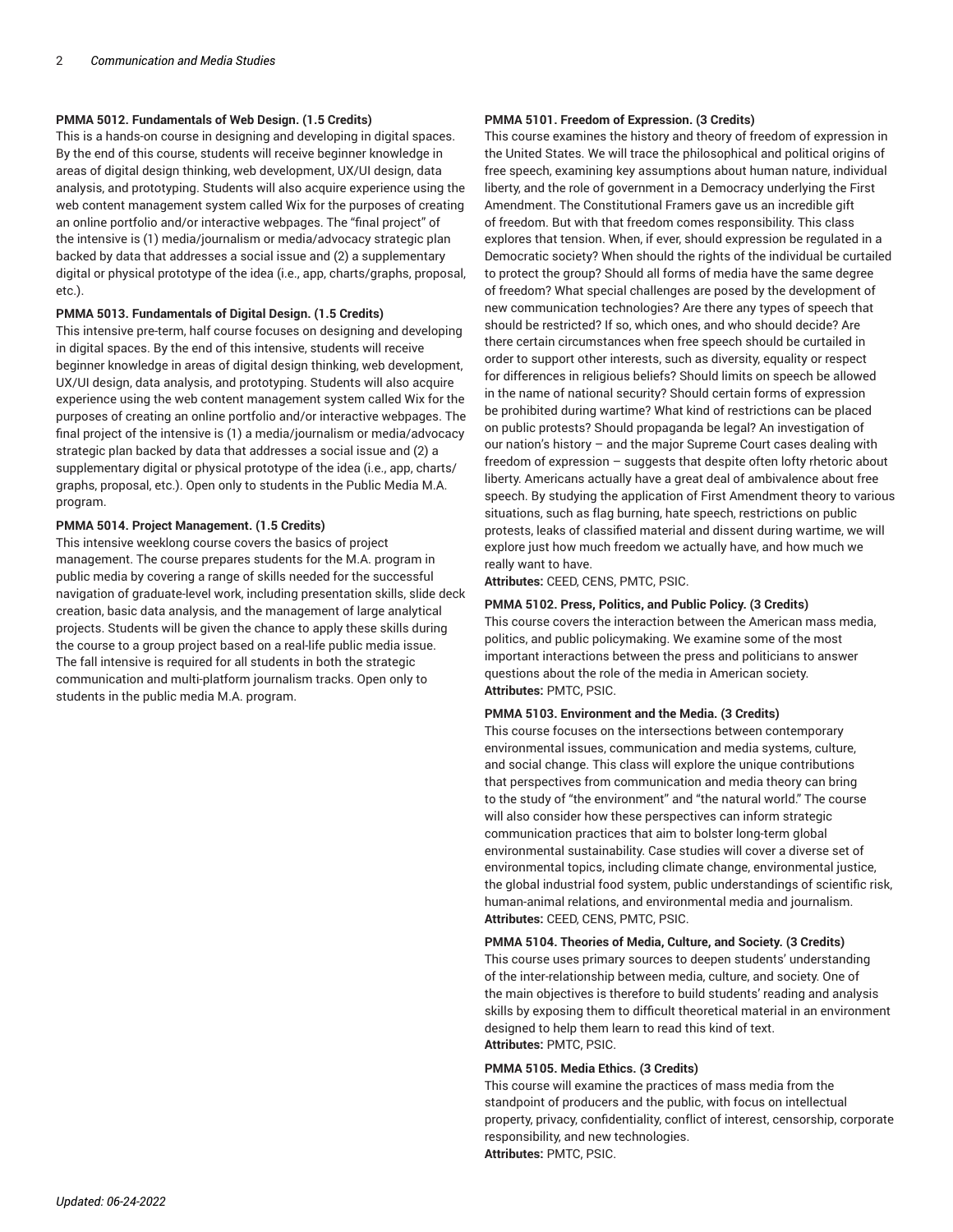**PMMA 5012. Fundamentals of Web Design. (1.5 Credits)**

This is a hands-on course in designing and developing in digital spaces. By the end of this course, students will receive beginner knowledge in areas of digital design thinking, web development, UX/UI design, data analysis, and prototyping. Students will also acquire experience using the web content management system called Wix for the purposes of creating an online portfolio and/or interactive webpages. The "final project" of the intensive is (1) media/journalism or media/advocacy strategic plan backed by data that addresses a social issue and (2) a supplementary digital or physical prototype of the idea (i.e., app, charts/graphs, proposal, etc.).

**PMMA 5013. Fundamentals of Digital Design. (1.5 Credits)**

This intensive pre-term, half course focuses on designing and developing in digital spaces. By the end of this intensive, students will receive beginner knowledge in areas of digital design thinking, web development, UX/UI design, data analysis, and prototyping. Students will also acquire experience using the web content management system called Wix for the purposes of creating an online portfolio and/or interactive webpages. The final project of the intensive is (1) a media/journalism or media/advocacy strategic plan backed by data that addresses a social issue and (2) a supplementary digital or physical prototype of the idea (i.e., app, charts/graphs, proposal, etc.). Open only to students in the Public Media M.A. program.

**PMMA 5014. Project Management. (1.5 Credits)**

This intensive weeklong course covers the basics of project management. The course prepares students for the M.A. program in public media by covering a range of skills needed for the successful navigation of graduate-level work, including presentation skills, slide deck creation, basic data analysis, and the management of large analytical projects. Students will be given the chance to apply these skills during the course to a group project based on a real-life public media issue. The fall intensive is required for all students in both the strategic communication and multi-platform journalism tracks. Open only to students in the public media M.A. program.

**PMMA 5101. Freedom of Expression. (3 Credits)**

This course examines the history and theory of freedom of expression in the United States. We will trace the philosophical and political origins of free speech, examining key assumptions about human nature, individual liberty, and the role of government in a Democracy underlying the First Amendment. The Constitutional Framers gave us an incredible gift of freedom. But with that freedom comes responsibility. This class explores that tension. When, if ever, should expression be regulated in a Democratic society? When should the rights of the individual be curtailed to protect the group? Should all forms of media have the same degree of freedom? What special challenges are posed by the development of new communication technologies? Are there any types of speech that should be restricted? If so, which ones, and who should decide? Are there certain circumstances when free speech should be curtailed in order to support other interests, such as diversity, equality or respect for differences in religious beliefs? Should limits on speech be allowed in the name of national security? Should certain forms of expression be prohibited during wartime? What kind of restrictions can be placed on public protests? Should propaganda be legal? An investigation of our nation's history – and the major Supreme Court cases dealing with freedom of expression – suggests that despite often lofty rhetoric about liberty. Americans actually have a great deal of ambivalence about free speech. By studying the application of First Amendment theory to various situations, such as flag burning, hate speech, restrictions on public protests, leaks of classified material and dissent during wartime, we will explore just how much freedom we actually have, and how much we really want to have.

**Attributes:** CEED, CENS, PMTC, PSIC.

**PMMA 5102. Press, Politics, and Public Policy. (3 Credits)**

This course covers the interaction between the American mass media, politics, and public policymaking. We examine some of the most important interactions between the press and politicians to answer questions about the role of the media in American society.

**Attributes:** PMTC, PSIC.

**PMMA 5103. Environment and the Media. (3 Credits)**

This course focuses on the intersections between contemporary environmental issues, communication and media systems, culture, and social change. This class will explore the unique contributions that perspectives from communication and media theory can bring to the study of "the environment" and "the natural world." The course will also consider how these perspectives can inform strategic communication practices that aim to bolster long-term global environmental sustainability. Case studies will cover a diverse set of environmental topics, including climate change, environmental justice, the global industrial food system, public understandings of scientific risk, human-animal relations, and environmental media and journalism.

**Attributes:** CEED, CENS, PMTC, PSIC.

**PMMA 5104. Theories of Media, Culture, and Society. (3 Credits)**

This course uses primary sources to deepen students' understanding of the inter-relationship between media, culture, and society. One of the main objectives is therefore to build students' reading and analysis skills by exposing them to difficult theoretical material in an environment designed to help them learn to read this kind of text.

**Attributes:** PMTC, PSIC.

**PMMA 5105. Media Ethics. (3 Credits)**

This course will examine the practices of mass media from the standpoint of producers and the public, with focus on intellectual property, privacy, confidentiality, conflict of interest, censorship, corporate responsibility, and new technologies.

**Attributes:** PMTC, PSIC.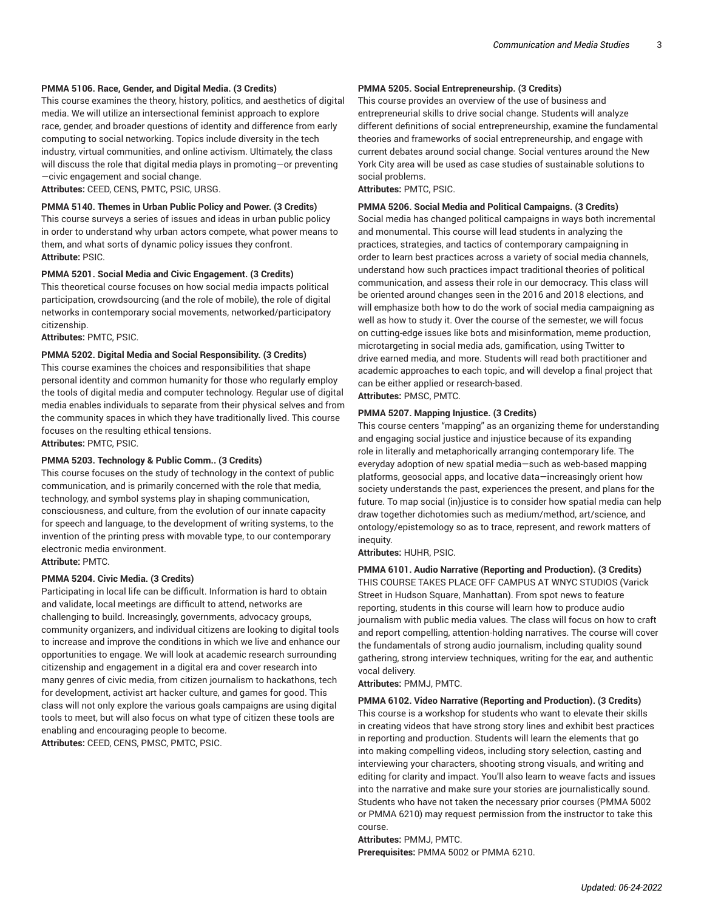**PMMA 5106. Race, Gender, and Digital Media. (3 Credits)**
This course examines the theory, history, politics, and aesthetics of digital media. We will utilize an intersectional feminist approach to explore race, gender, and broader questions of identity and difference from early computing to social networking. Topics include diversity in the tech industry, virtual communities, and online activism. Ultimately, the class will discuss the role that digital media plays in promoting—or preventing—civic engagement and social change.
**Attributes:** CEED, CENS, PMTC, PSIC, URSG.

**PMMA 5140. Themes in Urban Public Policy and Power. (3 Credits)**
This course surveys a series of issues and ideas in urban public policy in order to understand why urban actors compete, what power means to them, and what sorts of dynamic policy issues they confront.
**Attribute:** PSIC.

**PMMA 5201. Social Media and Civic Engagement. (3 Credits)**
This theoretical course focuses on how social media impacts political participation, crowdsourcing (and the role of mobile), the role of digital networks in contemporary social movements, networked/participatory citizenship.
**Attributes:** PMTC, PSIC.

**PMMA 5202. Digital Media and Social Responsibility. (3 Credits)**
This course examines the choices and responsibilities that shape personal identity and common humanity for those who regularly employ the tools of digital media and computer technology. Regular use of digital media enables individuals to separate from their physical selves and from the community spaces in which they have traditionally lived. This course focuses on the resulting ethical tensions.
**Attributes:** PMTC, PSIC.

**PMMA 5203. Technology & Public Comm.. (3 Credits)**
This course focuses on the study of technology in the context of public communication, and is primarily concerned with the role that media, technology, and symbol systems play in shaping communication, consciousness, and culture, from the evolution of our innate capacity for speech and language, to the development of writing systems, to the invention of the printing press with movable type, to our contemporary electronic media environment.
**Attribute:** PMTC.

**PMMA 5204. Civic Media. (3 Credits)**
Participating in local life can be difficult. Information is hard to obtain and validate, local meetings are difficult to attend, networks are challenging to build. Increasingly, governments, advocacy groups, community organizers, and individual citizens are looking to digital tools to increase and improve the conditions in which we live and enhance our opportunities to engage. We will look at academic research surrounding citizenship and engagement in a digital era and cover research into many genres of civic media, from citizen journalism to hackathons, tech for development, activist art hacker culture, and games for good. This class will not only explore the various goals campaigns are using digital tools to meet, but will also focus on what type of citizen these tools are enabling and encouraging people to become.
**Attributes:** CEED, CENS, PMSC, PMTC, PSIC.

**PMMA 5205. Social Entrepreneurship. (3 Credits)**
This course provides an overview of the use of business and entrepreneurial skills to drive social change. Students will analyze different definitions of social entrepreneurship, examine the fundamental theories and frameworks of social entrepreneurship, and engage with current debates around social change. Social ventures around the New York City area will be used as case studies of sustainable solutions to social problems.
**Attributes:** PMTC, PSIC.

**PMMA 5206. Social Media and Political Campaigns. (3 Credits)**
Social media has changed political campaigns in ways both incremental and monumental. This course will lead students in analyzing the practices, strategies, and tactics of contemporary campaigning in order to learn best practices across a variety of social media channels, understand how such practices impact traditional theories of political communication, and assess their role in our democracy. This class will be oriented around changes seen in the 2016 and 2018 elections, and will emphasize both how to do the work of social media campaigning as well as how to study it. Over the course of the semester, we will focus on cutting-edge issues like bots and misinformation, meme production, microtargeting in social media ads, gamification, using Twitter to drive earned media, and more. Students will read both practitioner and academic approaches to each topic, and will develop a final project that can be either applied or research-based.
**Attributes:** PMSC, PMTC.

**PMMA 5207. Mapping Injustice. (3 Credits)**
This course centers "mapping" as an organizing theme for understanding and engaging social justice and injustice because of its expanding role in literally and metaphorically arranging contemporary life. The everyday adoption of new spatial media—such as web-based mapping platforms, geosocial apps, and locative data—increasingly orient how society understands the past, experiences the present, and plans for the future. To map social (in)justice is to consider how spatial media can help draw together dichotomies such as medium/method, art/science, and ontology/epistemology so as to trace, represent, and rework matters of inequity.
**Attributes:** HUHR, PSIC.

**PMMA 6101. Audio Narrative (Reporting and Production). (3 Credits)**
THIS COURSE TAKES PLACE OFF CAMPUS AT WNYC STUDIOS (Varick Street in Hudson Square, Manhattan). From spot news to feature reporting, students in this course will learn how to produce audio journalism with public media values. The class will focus on how to craft and report compelling, attention-holding narratives. The course will cover the fundamentals of strong audio journalism, including quality sound gathering, strong interview techniques, writing for the ear, and authentic vocal delivery.
**Attributes:** PMMJ, PMTC.

**PMMA 6102. Video Narrative (Reporting and Production). (3 Credits)**
This course is a workshop for students who want to elevate their skills in creating videos that have strong story lines and exhibit best practices in reporting and production. Students will learn the elements that go into making compelling videos, including story selection, casting and interviewing your characters, shooting strong visuals, and writing and editing for clarity and impact. You'll also learn to weave facts and issues into the narrative and make sure your stories are journalistically sound. Students who have not taken the necessary prior courses (PMMA 5002 or PMMA 6210) may request permission from the instructor to take this course.
**Attributes:** PMMJ, PMTC.
**Prerequisites:** PMMA 5002 or PMMA 6210.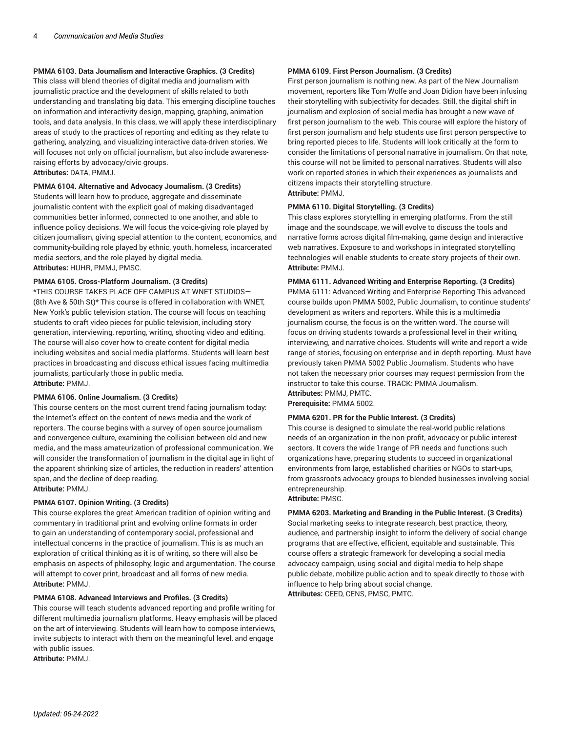**PMMA 6103. Data Journalism and Interactive Graphics. (3 Credits)**
This class will blend theories of digital media and journalism with journalistic practice and the development of skills related to both understanding and translating big data. This emerging discipline touches on information and interactivity design, mapping, graphing, animation tools, and data analysis. In this class, we will apply these interdisciplinary areas of study to the practices of reporting and editing as they relate to gathering, analyzing, and visualizing interactive data-driven stories. We will focuses not only on official journalism, but also include awareness-raising efforts by advocacy/civic groups.
**Attributes:** DATA, PMMJ.

**PMMA 6104. Alternative and Advocacy Journalism. (3 Credits)**
Students will learn how to produce, aggregate and disseminate journalistic content with the explicit goal of making disadvantaged communities better informed, connected to one another, and able to influence policy decisions. We will focus the voice-giving role played by citizen journalism, giving special attention to the content, economics, and community-building role played by ethnic, youth, homeless, incarcerated media sectors, and the role played by digital media.
**Attributes:** HUHR, PMMJ, PMSC.

**PMMA 6105. Cross-Platform Journalism. (3 Credits)**
*THIS COURSE TAKES PLACE OFF CAMPUS AT WNET STUDIOS—(8th Ave & 50th St)* This course is offered in collaboration with WNET, New York's public television station. The course will focus on teaching students to craft video pieces for public television, including story generation, interviewing, reporting, writing, shooting video and editing. The course will also cover how to create content for digital media including websites and social media platforms. Students will learn best practices in broadcasting and discuss ethical issues facing multimedia journalists, particularly those in public media.
**Attribute:** PMMJ.

**PMMA 6106. Online Journalism. (3 Credits)**
This course centers on the most current trend facing journalism today: the Internet's effect on the content of news media and the work of reporters. The course begins with a survey of open source journalism and convergence culture, examining the collision between old and new media, and the mass amateurization of professional communication. We will consider the transformation of journalism in the digital age in light of the apparent shrinking size of articles, the reduction in readers' attention span, and the decline of deep reading.
**Attribute:** PMMJ.

**PMMA 6107. Opinion Writing. (3 Credits)**
This course explores the great American tradition of opinion writing and commentary in traditional print and evolving online formats in order to gain an understanding of contemporary social, professional and intellectual concerns in the practice of journalism. This is as much an exploration of critical thinking as it is of writing, so there will also be emphasis on aspects of philosophy, logic and argumentation. The course will attempt to cover print, broadcast and all forms of new media.
**Attribute:** PMMJ.

**PMMA 6108. Advanced Interviews and Profiles. (3 Credits)**
This course will teach students advanced reporting and profile writing for different multimedia journalism platforms. Heavy emphasis will be placed on the art of interviewing. Students will learn how to compose interviews, invite subjects to interact with them on the meaningful level, and engage with public issues.
**Attribute:** PMMJ.

**PMMA 6109. First Person Journalism. (3 Credits)**
First person journalism is nothing new. As part of the New Journalism movement, reporters like Tom Wolfe and Joan Didion have been infusing their storytelling with subjectivity for decades. Still, the digital shift in journalism and explosion of social media has brought a new wave of first person journalism to the web. This course will explore the history of first person journalism and help students use first person perspective to bring reported pieces to life. Students will look critically at the form to consider the limitations of personal narrative in journalism. On that note, this course will not be limited to personal narratives. Students will also work on reported stories in which their experiences as journalists and citizens impacts their storytelling structure.
**Attribute:** PMMJ.

**PMMA 6110. Digital Storytelling. (3 Credits)**
This class explores storytelling in emerging platforms. From the still image and the soundscape, we will evolve to discuss the tools and narrative forms across digital film-making, game design and interactive web narratives. Exposure to and workshops in integrated storytelling technologies will enable students to create story projects of their own.
**Attribute:** PMMJ.

**PMMA 6111. Advanced Writing and Enterprise Reporting. (3 Credits)**
PMMA 6111: Advanced Writing and Enterprise Reporting This advanced course builds upon PMMA 5002, Public Journalism, to continue students' development as writers and reporters. While this is a multimedia journalism course, the focus is on the written word. The course will focus on driving students towards a professional level in their writing, interviewing, and narrative choices. Students will write and report a wide range of stories, focusing on enterprise and in-depth reporting. Must have previously taken PMMA 5002 Public Journalism. Students who have not taken the necessary prior courses may request permission from the instructor to take this course. TRACK: PMMA Journalism.
**Attributes:** PMMJ, PMTC.
**Prerequisite:** PMMA 5002.

**PMMA 6201. PR for the Public Interest. (3 Credits)**
This course is designed to simulate the real-world public relations needs of an organization in the non-profit, advocacy or public interest sectors. It covers the wide 1range of PR needs and functions such organizations have, preparing students to succeed in organizational environments from large, established charities or NGOs to start-ups, from grassroots advocacy groups to blended businesses involving social entrepreneurship.
**Attribute:** PMSC.

**PMMA 6203. Marketing and Branding in the Public Interest. (3 Credits)**
Social marketing seeks to integrate research, best practice, theory, audience, and partnership insight to inform the delivery of social change programs that are effective, efficient, equitable and sustainable. This course offers a strategic framework for developing a social media advocacy campaign, using social and digital media to help shape public debate, mobilize public action and to speak directly to those with influence to help bring about social change.
**Attributes:** CEED, CENS, PMSC, PMTC.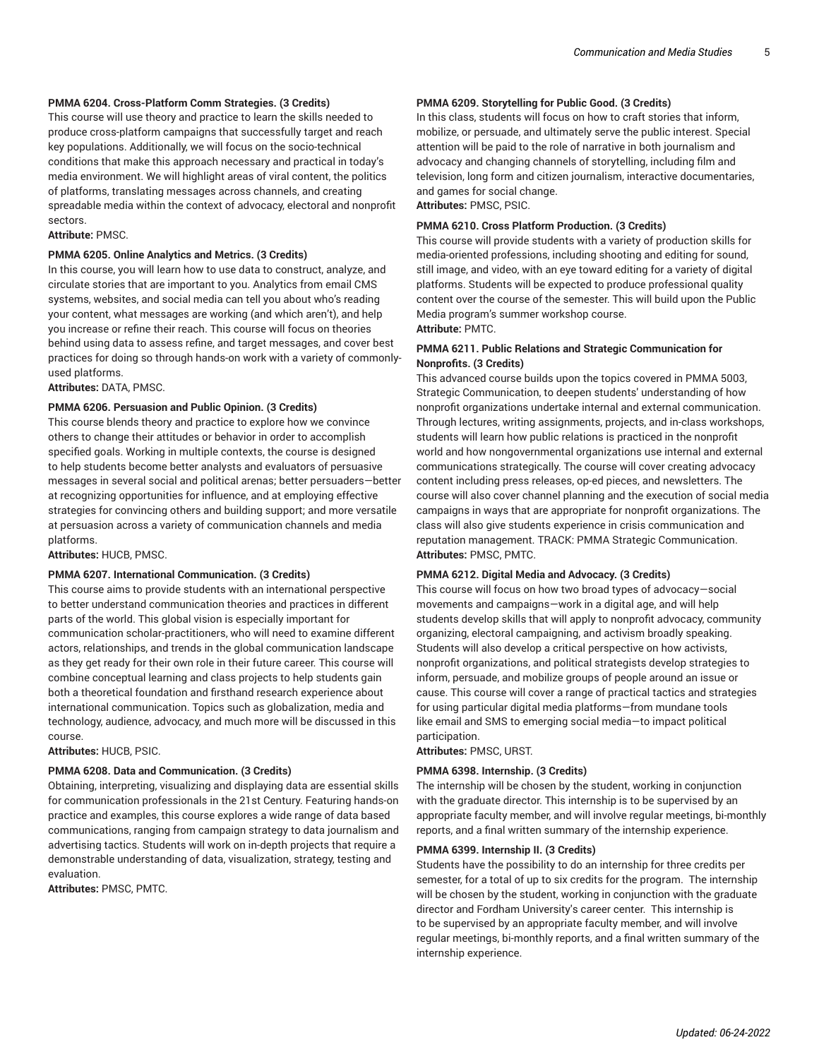**PMMA 6204. Cross-Platform Comm Strategies. (3 Credits)**
This course will use theory and practice to learn the skills needed to produce cross-platform campaigns that successfully target and reach key populations. Additionally, we will focus on the socio-technical conditions that make this approach necessary and practical in today's media environment. We will highlight areas of viral content, the politics of platforms, translating messages across channels, and creating spreadable media within the context of advocacy, electoral and nonprofit sectors.
**Attribute:** PMSC.

**PMMA 6205. Online Analytics and Metrics. (3 Credits)**
In this course, you will learn how to use data to construct, analyze, and circulate stories that are important to you. Analytics from email CMS systems, websites, and social media can tell you about who's reading your content, what messages are working (and which aren't), and help you increase or refine their reach. This course will focus on theories behind using data to assess refine, and target messages, and cover best practices for doing so through hands-on work with a variety of commonly-used platforms.
**Attributes:** DATA, PMSC.

**PMMA 6206. Persuasion and Public Opinion. (3 Credits)**
This course blends theory and practice to explore how we convince others to change their attitudes or behavior in order to accomplish specified goals. Working in multiple contexts, the course is designed to help students become better analysts and evaluators of persuasive messages in several social and political arenas; better persuaders—better at recognizing opportunities for influence, and at employing effective strategies for convincing others and building support; and more versatile at persuasion across a variety of communication channels and media platforms.
**Attributes:** HUCB, PMSC.

**PMMA 6207. International Communication. (3 Credits)**
This course aims to provide students with an international perspective to better understand communication theories and practices in different parts of the world. This global vision is especially important for communication scholar-practitioners, who will need to examine different actors, relationships, and trends in the global communication landscape as they get ready for their own role in their future career. This course will combine conceptual learning and class projects to help students gain both a theoretical foundation and firsthand research experience about international communication. Topics such as globalization, media and technology, audience, advocacy, and much more will be discussed in this course.
**Attributes:** HUCB, PSIC.

**PMMA 6208. Data and Communication. (3 Credits)**
Obtaining, interpreting, visualizing and displaying data are essential skills for communication professionals in the 21st Century. Featuring hands-on practice and examples, this course explores a wide range of data based communications, ranging from campaign strategy to data journalism and advertising tactics. Students will work on in-depth projects that require a demonstrable understanding of data, visualization, strategy, testing and evaluation.
**Attributes:** PMSC, PMTC.

**PMMA 6209. Storytelling for Public Good. (3 Credits)**
In this class, students will focus on how to craft stories that inform, mobilize, or persuade, and ultimately serve the public interest. Special attention will be paid to the role of narrative in both journalism and advocacy and changing channels of storytelling, including film and television, long form and citizen journalism, interactive documentaries, and games for social change.
**Attributes:** PMSC, PSIC.

**PMMA 6210. Cross Platform Production. (3 Credits)**
This course will provide students with a variety of production skills for media-oriented professions, including shooting and editing for sound, still image, and video, with an eye toward editing for a variety of digital platforms. Students will be expected to produce professional quality content over the course of the semester. This will build upon the Public Media program's summer workshop course.
**Attribute:** PMTC.

**PMMA 6211. Public Relations and Strategic Communication for Nonprofits. (3 Credits)**
This advanced course builds upon the topics covered in PMMA 5003, Strategic Communication, to deepen students' understanding of how nonprofit organizations undertake internal and external communication. Through lectures, writing assignments, projects, and in-class workshops, students will learn how public relations is practiced in the nonprofit world and how nongovernmental organizations use internal and external communications strategically. The course will cover creating advocacy content including press releases, op-ed pieces, and newsletters. The course will also cover channel planning and the execution of social media campaigns in ways that are appropriate for nonprofit organizations. The class will also give students experience in crisis communication and reputation management. TRACK: PMMA Strategic Communication.
**Attributes:** PMSC, PMTC.

**PMMA 6212. Digital Media and Advocacy. (3 Credits)**
This course will focus on how two broad types of advocacy—social movements and campaigns—work in a digital age, and will help students develop skills that will apply to nonprofit advocacy, community organizing, electoral campaigning, and activism broadly speaking. Students will also develop a critical perspective on how activists, nonprofit organizations, and political strategists develop strategies to inform, persuade, and mobilize groups of people around an issue or cause. This course will cover a range of practical tactics and strategies for using particular digital media platforms—from mundane tools like email and SMS to emerging social media—to impact political participation.
**Attributes:** PMSC, URST.

**PMMA 6398. Internship. (3 Credits)**
The internship will be chosen by the student, working in conjunction with the graduate director. This internship is to be supervised by an appropriate faculty member, and will involve regular meetings, bi-monthly reports, and a final written summary of the internship experience.

**PMMA 6399. Internship II. (3 Credits)**
Students have the possibility to do an internship for three credits per semester, for a total of up to six credits for the program. The internship will be chosen by the student, working in conjunction with the graduate director and Fordham University's career center. This internship is to be supervised by an appropriate faculty member, and will involve regular meetings, bi-monthly reports, and a final written summary of the internship experience.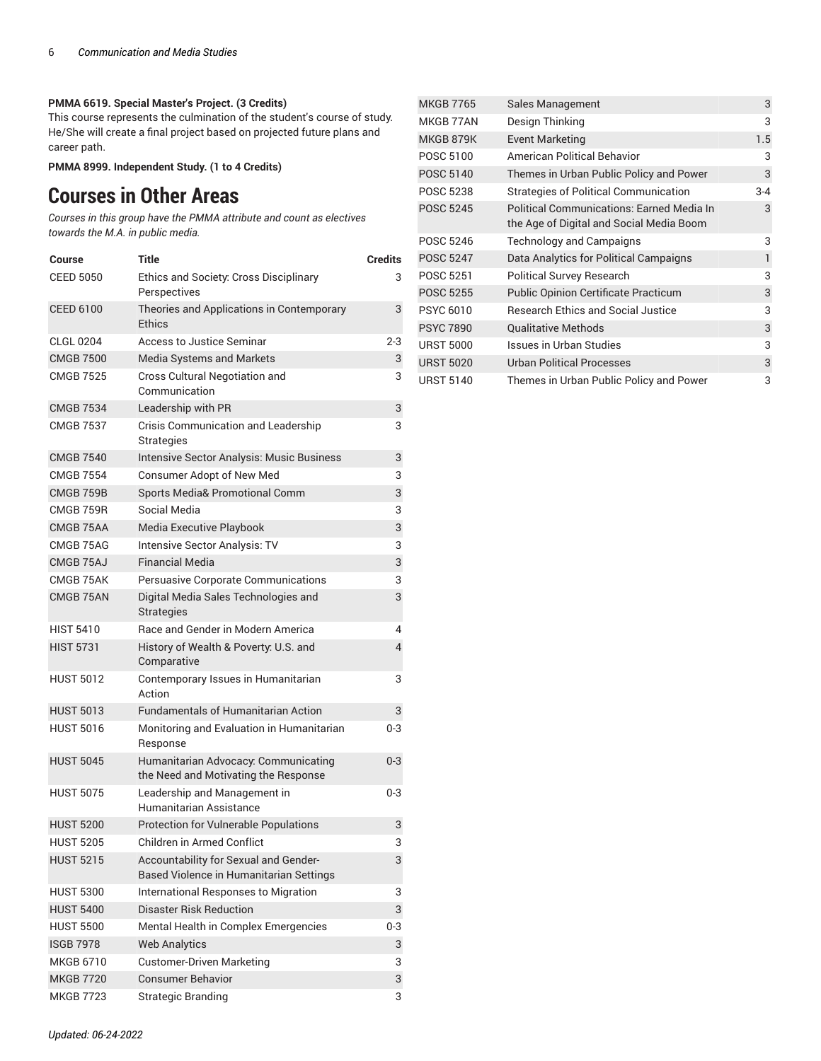**PMMA 6619. Special Master's Project. (3 Credits)**
This course represents the culmination of the student's course of study. He/She will create a final project based on projected future plans and career path.

**PMMA 8999. Independent Study. (1 to 4 Credits)**

# Courses in Other Areas

*Courses in this group have the PMMA attribute and count as electives towards the M.A. in public media.*

| Course | Title | Credits |
|---|---|---|
| CEED 5050 | Ethics and Society: Cross Disciplinary Perspectives | 3 |
| CEED 6100 | Theories and Applications in Contemporary Ethics | 3 |
| CLGL 0204 | Access to Justice Seminar | 2-3 |
| CMGB 7500 | Media Systems and Markets | 3 |
| CMGB 7525 | Cross Cultural Negotiation and Communication | 3 |
| CMGB 7534 | Leadership with PR | 3 |
| CMGB 7537 | Crisis Communication and Leadership Strategies | 3 |
| CMGB 7540 | Intensive Sector Analysis: Music Business | 3 |
| CMGB 7554 | Consumer Adopt of New Med | 3 |
| CMGB 759B | Sports Media& Promotional Comm | 3 |
| CMGB 759R | Social Media | 3 |
| CMGB 75AA | Media Executive Playbook | 3 |
| CMGB 75AG | Intensive Sector Analysis: TV | 3 |
| CMGB 75AJ | Financial Media | 3 |
| CMGB 75AK | Persuasive Corporate Communications | 3 |
| CMGB 75AN | Digital Media Sales Technologies and Strategies | 3 |
| HIST 5410 | Race and Gender in Modern America | 4 |
| HIST 5731 | History of Wealth & Poverty: U.S. and Comparative | 4 |
| HUST 5012 | Contemporary Issues in Humanitarian Action | 3 |
| HUST 5013 | Fundamentals of Humanitarian Action | 3 |
| HUST 5016 | Monitoring and Evaluation in Humanitarian Response | 0-3 |
| HUST 5045 | Humanitarian Advocacy: Communicating the Need and Motivating the Response | 0-3 |
| HUST 5075 | Leadership and Management in Humanitarian Assistance | 0-3 |
| HUST 5200 | Protection for Vulnerable Populations | 3 |
| HUST 5205 | Children in Armed Conflict | 3 |
| HUST 5215 | Accountability for Sexual and Gender-Based Violence in Humanitarian Settings | 3 |
| HUST 5300 | International Responses to Migration | 3 |
| HUST 5400 | Disaster Risk Reduction | 3 |
| HUST 5500 | Mental Health in Complex Emergencies | 0-3 |
| ISGB 7978 | Web Analytics | 3 |
| MKGB 6710 | Customer-Driven Marketing | 3 |
| MKGB 7720 | Consumer Behavior | 3 |
| MKGB 7723 | Strategic Branding | 3 |
| MKGB 7765 | Sales Management | 3 |
| MKGB 77AN | Design Thinking | 3 |
| MKGB 879K | Event Marketing | 1.5 |
| POSC 5100 | American Political Behavior | 3 |
| POSC 5140 | Themes in Urban Public Policy and Power | 3 |
| POSC 5238 | Strategies of Political Communication | 3-4 |
| POSC 5245 | Political Communications: Earned Media In the Age of Digital and Social Media Boom | 3 |
| POSC 5246 | Technology and Campaigns | 3 |
| POSC 5247 | Data Analytics for Political Campaigns | 1 |
| POSC 5251 | Political Survey Research | 3 |
| POSC 5255 | Public Opinion Certificate Practicum | 3 |
| PSYC 6010 | Research Ethics and Social Justice | 3 |
| PSYC 7890 | Qualitative Methods | 3 |
| URST 5000 | Issues in Urban Studies | 3 |
| URST 5020 | Urban Political Processes | 3 |
| URST 5140 | Themes in Urban Public Policy and Power | 3 |